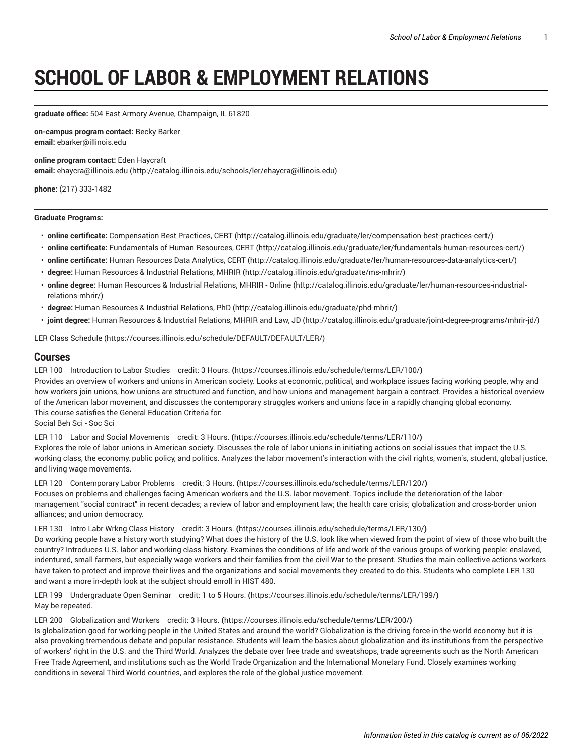# SCHOOL OF LABOR & EMPLOYMENT RELATIONS

**graduate office:** 504 East Armory Avenue, Champaign, IL 61820

**on-campus program contact:** Becky Barker
**email:** ebarker@illinois.edu

**online program contact:** Eden Haycraft
**email:** ehaycra@illinois.edu (http://catalog.illinois.edu/schools/ler/ehaycra@illinois.edu)

**phone:** (217) 333-1482

**Graduate Programs:**

- **online certificate:** Compensation Best Practices, CERT (http://catalog.illinois.edu/graduate/ler/compensation-best-practices-cert/)
- **online certificate:** Fundamentals of Human Resources, CERT (http://catalog.illinois.edu/graduate/ler/fundamentals-human-resources-cert/)
- **online certificate:** Human Resources Data Analytics, CERT (http://catalog.illinois.edu/graduate/ler/human-resources-data-analytics-cert/)
- **degree:** Human Resources & Industrial Relations, MHRIR (http://catalog.illinois.edu/graduate/ms-mhrir/)
- **online degree:** Human Resources & Industrial Relations, MHRIR - Online (http://catalog.illinois.edu/graduate/ler/human-resources-industrial-relations-mhrir/)
- **degree:** Human Resources & Industrial Relations, PhD (http://catalog.illinois.edu/graduate/phd-mhrir/)
- **joint degree:** Human Resources & Industrial Relations, MHRIR and Law, JD (http://catalog.illinois.edu/graduate/joint-degree-programs/mhrir-jd/)

LER Class Schedule (https://courses.illinois.edu/schedule/DEFAULT/DEFAULT/LER/)

## Courses

LER 100 Introduction to Labor Studies credit: 3 Hours. **(**https://courses.illinois.edu/schedule/terms/LER/100/**)**
Provides an overview of workers and unions in American society. Looks at economic, political, and workplace issues facing working people, why and how workers join unions, how unions are structured and function, and how unions and management bargain a contract. Provides a historical overview of the American labor movement, and discusses the contemporary struggles workers and unions face in a rapidly changing global economy.
This course satisfies the General Education Criteria for:
Social Beh Sci - Soc Sci

LER 110 Labor and Social Movements credit: 3 Hours. **(**https://courses.illinois.edu/schedule/terms/LER/110/**)**
Explores the role of labor unions in American society. Discusses the role of labor unions in initiating actions on social issues that impact the U.S. working class, the economy, public policy, and politics. Analyzes the labor movement's interaction with the civil rights, women's, student, global justice, and living wage movements.

LER 120 Contemporary Labor Problems credit: 3 Hours. **(**https://courses.illinois.edu/schedule/terms/LER/120/**)**
Focuses on problems and challenges facing American workers and the U.S. labor movement. Topics include the deterioration of the labor-management "social contract" in recent decades; a review of labor and employment law; the health care crisis; globalization and cross-border union alliances; and union democracy.

LER 130 Intro Labr Wrkng Class History credit: 3 Hours. **(**https://courses.illinois.edu/schedule/terms/LER/130/**)**
Do working people have a history worth studying? What does the history of the U.S. look like when viewed from the point of view of those who built the country? Introduces U.S. labor and working class history. Examines the conditions of life and work of the various groups of working people: enslaved, indentured, small farmers, but especially wage workers and their families from the civil War to the present. Studies the main collective actions workers have taken to protect and improve their lives and the organizations and social movements they created to do this. Students who complete LER 130 and want a more in-depth look at the subject should enroll in HIST 480.

LER 199 Undergraduate Open Seminar credit: 1 to 5 Hours. **(**https://courses.illinois.edu/schedule/terms/LER/199/**)**
May be repeated.

LER 200 Globalization and Workers credit: 3 Hours. **(**https://courses.illinois.edu/schedule/terms/LER/200/**)**
Is globalization good for working people in the United States and around the world? Globalization is the driving force in the world economy but it is also provoking tremendous debate and popular resistance. Students will learn the basics about globalization and its institutions from the perspective of workers' right in the U.S. and the Third World. Analyzes the debate over free trade and sweatshops, trade agreements such as the North American Free Trade Agreement, and institutions such as the World Trade Organization and the International Monetary Fund. Closely examines working conditions in several Third World countries, and explores the role of the global justice movement.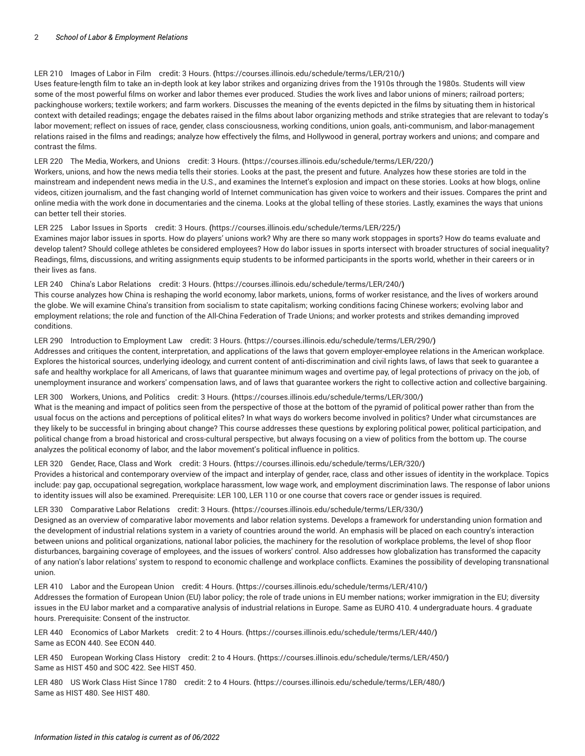LER 210 Images of Labor in Film credit: 3 Hours. (https://courses.illinois.edu/schedule/terms/LER/210/)
Uses feature-length film to take an in-depth look at key labor strikes and organizing drives from the 1910s through the 1980s. Students will view some of the most powerful films on worker and labor themes ever produced. Studies the work lives and labor unions of miners; railroad porters; packinghouse workers; textile workers; and farm workers. Discusses the meaning of the events depicted in the films by situating them in historical context with detailed readings; engage the debates raised in the films about labor organizing methods and strike strategies that are relevant to today's labor movement; reflect on issues of race, gender, class consciousness, working conditions, union goals, anti-communism, and labor-management relations raised in the films and readings; analyze how effectively the films, and Hollywood in general, portray workers and unions; and compare and contrast the films.

LER 220 The Media, Workers, and Unions credit: 3 Hours. (https://courses.illinois.edu/schedule/terms/LER/220/)
Workers, unions, and how the news media tells their stories. Looks at the past, the present and future. Analyzes how these stories are told in the mainstream and independent news media in the U.S., and examines the Internet's explosion and impact on these stories. Looks at how blogs, online videos, citizen journalism, and the fast changing world of Internet communication has given voice to workers and their issues. Compares the print and online media with the work done in documentaries and the cinema. Looks at the global telling of these stories. Lastly, examines the ways that unions can better tell their stories.

LER 225 Labor Issues in Sports credit: 3 Hours. (https://courses.illinois.edu/schedule/terms/LER/225/)
Examines major labor issues in sports. How do players' unions work? Why are there so many work stoppages in sports? How do teams evaluate and develop talent? Should college athletes be considered employees? How do labor issues in sports intersect with broader structures of social inequality? Readings, films, discussions, and writing assignments equip students to be informed participants in the sports world, whether in their careers or in their lives as fans.

LER 240 China's Labor Relations credit: 3 Hours. (https://courses.illinois.edu/schedule/terms/LER/240/)
This course analyzes how China is reshaping the world economy, labor markets, unions, forms of worker resistance, and the lives of workers around the globe. We will examine China's transition from socialism to state capitalism; working conditions facing Chinese workers; evolving labor and employment relations; the role and function of the All-China Federation of Trade Unions; and worker protests and strikes demanding improved conditions.

LER 290 Introduction to Employment Law credit: 3 Hours. (https://courses.illinois.edu/schedule/terms/LER/290/)
Addresses and critiques the content, interpretation, and applications of the laws that govern employer-employee relations in the American workplace. Explores the historical sources, underlying ideology, and current content of anti-discrimination and civil rights laws, of laws that seek to guarantee a safe and healthy workplace for all Americans, of laws that guarantee minimum wages and overtime pay, of legal protections of privacy on the job, of unemployment insurance and workers' compensation laws, and of laws that guarantee workers the right to collective action and collective bargaining.

LER 300 Workers, Unions, and Politics credit: 3 Hours. (https://courses.illinois.edu/schedule/terms/LER/300/)
What is the meaning and impact of politics seen from the perspective of those at the bottom of the pyramid of political power rather than from the usual focus on the actions and perceptions of political elites? In what ways do workers become involved in politics? Under what circumstances are they likely to be successful in bringing about change? This course addresses these questions by exploring political power, political participation, and political change from a broad historical and cross-cultural perspective, but always focusing on a view of politics from the bottom up. The course analyzes the political economy of labor, and the labor movement's political influence in politics.

LER 320 Gender, Race, Class and Work credit: 3 Hours. (https://courses.illinois.edu/schedule/terms/LER/320/)
Provides a historical and contemporary overview of the impact and interplay of gender, race, class and other issues of identity in the workplace. Topics include: pay gap, occupational segregation, workplace harassment, low wage work, and employment discrimination laws. The response of labor unions to identity issues will also be examined. Prerequisite: LER 100, LER 110 or one course that covers race or gender issues is required.

LER 330 Comparative Labor Relations credit: 3 Hours. (https://courses.illinois.edu/schedule/terms/LER/330/)
Designed as an overview of comparative labor movements and labor relation systems. Develops a framework for understanding union formation and the development of industrial relations system in a variety of countries around the world. An emphasis will be placed on each country's interaction between unions and political organizations, national labor policies, the machinery for the resolution of workplace problems, the level of shop floor disturbances, bargaining coverage of employees, and the issues of workers' control. Also addresses how globalization has transformed the capacity of any nation's labor relations' system to respond to economic challenge and workplace conflicts. Examines the possibility of developing transnational union.

LER 410 Labor and the European Union credit: 4 Hours. (https://courses.illinois.edu/schedule/terms/LER/410/)
Addresses the formation of European Union (EU) labor policy; the role of trade unions in EU member nations; worker immigration in the EU; diversity issues in the EU labor market and a comparative analysis of industrial relations in Europe. Same as EURO 410. 4 undergraduate hours. 4 graduate hours. Prerequisite: Consent of the instructor.

LER 440 Economics of Labor Markets credit: 2 to 4 Hours. (https://courses.illinois.edu/schedule/terms/LER/440/)
Same as ECON 440. See ECON 440.

LER 450 European Working Class History credit: 2 to 4 Hours. (https://courses.illinois.edu/schedule/terms/LER/450/)
Same as HIST 450 and SOC 422. See HIST 450.

LER 480 US Work Class Hist Since 1780 credit: 2 to 4 Hours. (https://courses.illinois.edu/schedule/terms/LER/480/)
Same as HIST 480. See HIST 480.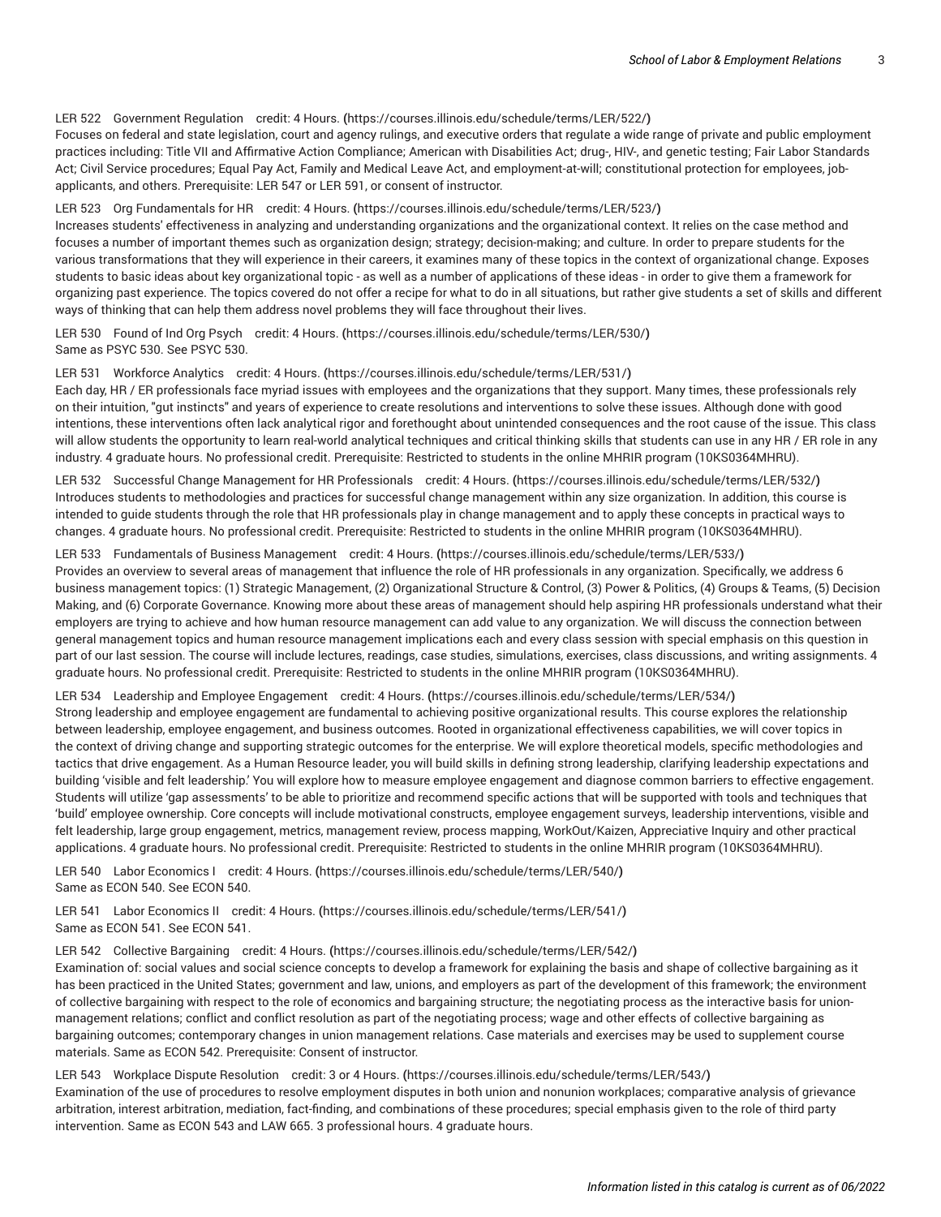LER 522 Government Regulation credit: 4 Hours. (https://courses.illinois.edu/schedule/terms/LER/522/)
Focuses on federal and state legislation, court and agency rulings, and executive orders that regulate a wide range of private and public employment practices including: Title VII and Affirmative Action Compliance; American with Disabilities Act; drug-, HIV-, and genetic testing; Fair Labor Standards Act; Civil Service procedures; Equal Pay Act, Family and Medical Leave Act, and employment-at-will; constitutional protection for employees, job-applicants, and others. Prerequisite: LER 547 or LER 591, or consent of instructor.

LER 523 Org Fundamentals for HR credit: 4 Hours. (https://courses.illinois.edu/schedule/terms/LER/523/)
Increases students' effectiveness in analyzing and understanding organizations and the organizational context. It relies on the case method and focuses a number of important themes such as organization design; strategy; decision-making; and culture. In order to prepare students for the various transformations that they will experience in their careers, it examines many of these topics in the context of organizational change. Exposes students to basic ideas about key organizational topic - as well as a number of applications of these ideas - in order to give them a framework for organizing past experience. The topics covered do not offer a recipe for what to do in all situations, but rather give students a set of skills and different ways of thinking that can help them address novel problems they will face throughout their lives.

LER 530 Found of Ind Org Psych credit: 4 Hours. (https://courses.illinois.edu/schedule/terms/LER/530/)
Same as PSYC 530. See PSYC 530.

LER 531 Workforce Analytics credit: 4 Hours. (https://courses.illinois.edu/schedule/terms/LER/531/)
Each day, HR / ER professionals face myriad issues with employees and the organizations that they support. Many times, these professionals rely on their intuition, "gut instincts" and years of experience to create resolutions and interventions to solve these issues. Although done with good intentions, these interventions often lack analytical rigor and forethought about unintended consequences and the root cause of the issue. This class will allow students the opportunity to learn real-world analytical techniques and critical thinking skills that students can use in any HR / ER role in any industry. 4 graduate hours. No professional credit. Prerequisite: Restricted to students in the online MHRIR program (10KS0364MHRU).

LER 532 Successful Change Management for HR Professionals credit: 4 Hours. (https://courses.illinois.edu/schedule/terms/LER/532/)
Introduces students to methodologies and practices for successful change management within any size organization. In addition, this course is intended to guide students through the role that HR professionals play in change management and to apply these concepts in practical ways to changes. 4 graduate hours. No professional credit. Prerequisite: Restricted to students in the online MHRIR program (10KS0364MHRU).

LER 533 Fundamentals of Business Management credit: 4 Hours. (https://courses.illinois.edu/schedule/terms/LER/533/)
Provides an overview to several areas of management that influence the role of HR professionals in any organization. Specifically, we address 6 business management topics: (1) Strategic Management, (2) Organizational Structure & Control, (3) Power & Politics, (4) Groups & Teams, (5) Decision Making, and (6) Corporate Governance. Knowing more about these areas of management should help aspiring HR professionals understand what their employers are trying to achieve and how human resource management can add value to any organization. We will discuss the connection between general management topics and human resource management implications each and every class session with special emphasis on this question in part of our last session. The course will include lectures, readings, case studies, simulations, exercises, class discussions, and writing assignments. 4 graduate hours. No professional credit. Prerequisite: Restricted to students in the online MHRIR program (10KS0364MHRU).

LER 534 Leadership and Employee Engagement credit: 4 Hours. (https://courses.illinois.edu/schedule/terms/LER/534/)
Strong leadership and employee engagement are fundamental to achieving positive organizational results. This course explores the relationship between leadership, employee engagement, and business outcomes. Rooted in organizational effectiveness capabilities, we will cover topics in the context of driving change and supporting strategic outcomes for the enterprise. We will explore theoretical models, specific methodologies and tactics that drive engagement. As a Human Resource leader, you will build skills in defining strong leadership, clarifying leadership expectations and building 'visible and felt leadership.' You will explore how to measure employee engagement and diagnose common barriers to effective engagement. Students will utilize 'gap assessments' to be able to prioritize and recommend specific actions that will be supported with tools and techniques that 'build' employee ownership. Core concepts will include motivational constructs, employee engagement surveys, leadership interventions, visible and felt leadership, large group engagement, metrics, management review, process mapping, WorkOut/Kaizen, Appreciative Inquiry and other practical applications. 4 graduate hours. No professional credit. Prerequisite: Restricted to students in the online MHRIR program (10KS0364MHRU).

LER 540 Labor Economics I credit: 4 Hours. (https://courses.illinois.edu/schedule/terms/LER/540/)
Same as ECON 540. See ECON 540.

LER 541 Labor Economics II credit: 4 Hours. (https://courses.illinois.edu/schedule/terms/LER/541/)
Same as ECON 541. See ECON 541.

LER 542 Collective Bargaining credit: 4 Hours. (https://courses.illinois.edu/schedule/terms/LER/542/)
Examination of: social values and social science concepts to develop a framework for explaining the basis and shape of collective bargaining as it has been practiced in the United States; government and law, unions, and employers as part of the development of this framework; the environment of collective bargaining with respect to the role of economics and bargaining structure; the negotiating process as the interactive basis for union-management relations; conflict and conflict resolution as part of the negotiating process; wage and other effects of collective bargaining as bargaining outcomes; contemporary changes in union management relations. Case materials and exercises may be used to supplement course materials. Same as ECON 542. Prerequisite: Consent of instructor.

LER 543 Workplace Dispute Resolution credit: 3 or 4 Hours. (https://courses.illinois.edu/schedule/terms/LER/543/)
Examination of the use of procedures to resolve employment disputes in both union and nonunion workplaces; comparative analysis of grievance arbitration, interest arbitration, mediation, fact-finding, and combinations of these procedures; special emphasis given to the role of third party intervention. Same as ECON 543 and LAW 665. 3 professional hours. 4 graduate hours.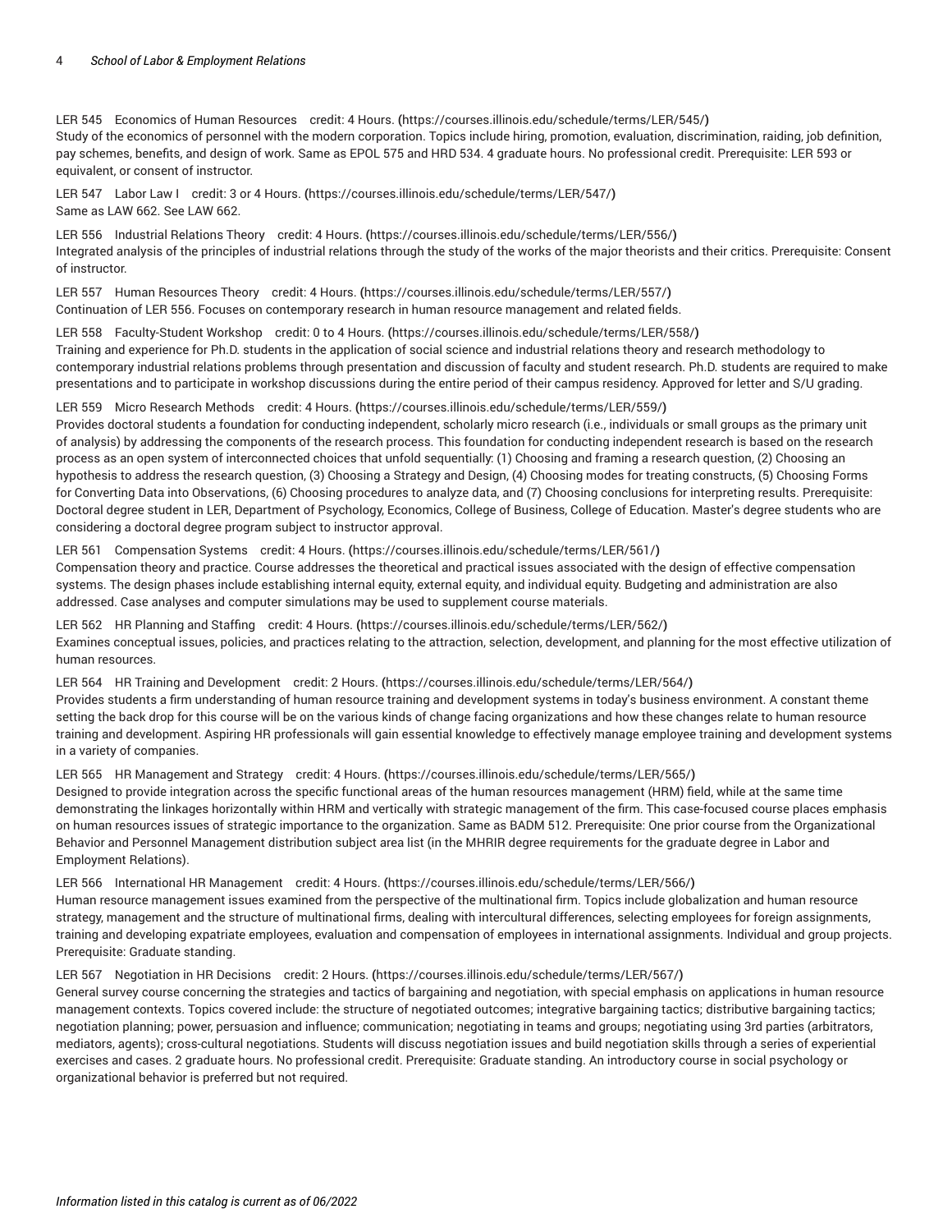LER 545 Economics of Human Resources credit: 4 Hours. (https://courses.illinois.edu/schedule/terms/LER/545/)
Study of the economics of personnel with the modern corporation. Topics include hiring, promotion, evaluation, discrimination, raiding, job definition, pay schemes, benefits, and design of work. Same as EPOL 575 and HRD 534. 4 graduate hours. No professional credit. Prerequisite: LER 593 or equivalent, or consent of instructor.

LER 547 Labor Law I credit: 3 or 4 Hours. (https://courses.illinois.edu/schedule/terms/LER/547/)
Same as LAW 662. See LAW 662.

LER 556 Industrial Relations Theory credit: 4 Hours. (https://courses.illinois.edu/schedule/terms/LER/556/)
Integrated analysis of the principles of industrial relations through the study of the works of the major theorists and their critics. Prerequisite: Consent of instructor.

LER 557 Human Resources Theory credit: 4 Hours. (https://courses.illinois.edu/schedule/terms/LER/557/)
Continuation of LER 556. Focuses on contemporary research in human resource management and related fields.

LER 558 Faculty-Student Workshop credit: 0 to 4 Hours. (https://courses.illinois.edu/schedule/terms/LER/558/)
Training and experience for Ph.D. students in the application of social science and industrial relations theory and research methodology to contemporary industrial relations problems through presentation and discussion of faculty and student research. Ph.D. students are required to make presentations and to participate in workshop discussions during the entire period of their campus residency. Approved for letter and S/U grading.

LER 559 Micro Research Methods credit: 4 Hours. (https://courses.illinois.edu/schedule/terms/LER/559/)
Provides doctoral students a foundation for conducting independent, scholarly micro research (i.e., individuals or small groups as the primary unit of analysis) by addressing the components of the research process. This foundation for conducting independent research is based on the research process as an open system of interconnected choices that unfold sequentially: (1) Choosing and framing a research question, (2) Choosing an hypothesis to address the research question, (3) Choosing a Strategy and Design, (4) Choosing modes for treating constructs, (5) Choosing Forms for Converting Data into Observations, (6) Choosing procedures to analyze data, and (7) Choosing conclusions for interpreting results. Prerequisite: Doctoral degree student in LER, Department of Psychology, Economics, College of Business, College of Education. Master's degree students who are considering a doctoral degree program subject to instructor approval.

LER 561 Compensation Systems credit: 4 Hours. (https://courses.illinois.edu/schedule/terms/LER/561/)
Compensation theory and practice. Course addresses the theoretical and practical issues associated with the design of effective compensation systems. The design phases include establishing internal equity, external equity, and individual equity. Budgeting and administration are also addressed. Case analyses and computer simulations may be used to supplement course materials.

LER 562 HR Planning and Staffing credit: 4 Hours. (https://courses.illinois.edu/schedule/terms/LER/562/)
Examines conceptual issues, policies, and practices relating to the attraction, selection, development, and planning for the most effective utilization of human resources.

LER 564 HR Training and Development credit: 2 Hours. (https://courses.illinois.edu/schedule/terms/LER/564/)
Provides students a firm understanding of human resource training and development systems in today's business environment. A constant theme setting the back drop for this course will be on the various kinds of change facing organizations and how these changes relate to human resource training and development. Aspiring HR professionals will gain essential knowledge to effectively manage employee training and development systems in a variety of companies.

LER 565 HR Management and Strategy credit: 4 Hours. (https://courses.illinois.edu/schedule/terms/LER/565/)
Designed to provide integration across the specific functional areas of the human resources management (HRM) field, while at the same time demonstrating the linkages horizontally within HRM and vertically with strategic management of the firm. This case-focused course places emphasis on human resources issues of strategic importance to the organization. Same as BADM 512. Prerequisite: One prior course from the Organizational Behavior and Personnel Management distribution subject area list (in the MHRIR degree requirements for the graduate degree in Labor and Employment Relations).

LER 566 International HR Management credit: 4 Hours. (https://courses.illinois.edu/schedule/terms/LER/566/)
Human resource management issues examined from the perspective of the multinational firm. Topics include globalization and human resource strategy, management and the structure of multinational firms, dealing with intercultural differences, selecting employees for foreign assignments, training and developing expatriate employees, evaluation and compensation of employees in international assignments. Individual and group projects. Prerequisite: Graduate standing.

LER 567 Negotiation in HR Decisions credit: 2 Hours. (https://courses.illinois.edu/schedule/terms/LER/567/)
General survey course concerning the strategies and tactics of bargaining and negotiation, with special emphasis on applications in human resource management contexts. Topics covered include: the structure of negotiated outcomes; integrative bargaining tactics; distributive bargaining tactics; negotiation planning; power, persuasion and influence; communication; negotiating in teams and groups; negotiating using 3rd parties (arbitrators, mediators, agents); cross-cultural negotiations. Students will discuss negotiation issues and build negotiation skills through a series of experiential exercises and cases. 2 graduate hours. No professional credit. Prerequisite: Graduate standing. An introductory course in social psychology or organizational behavior is preferred but not required.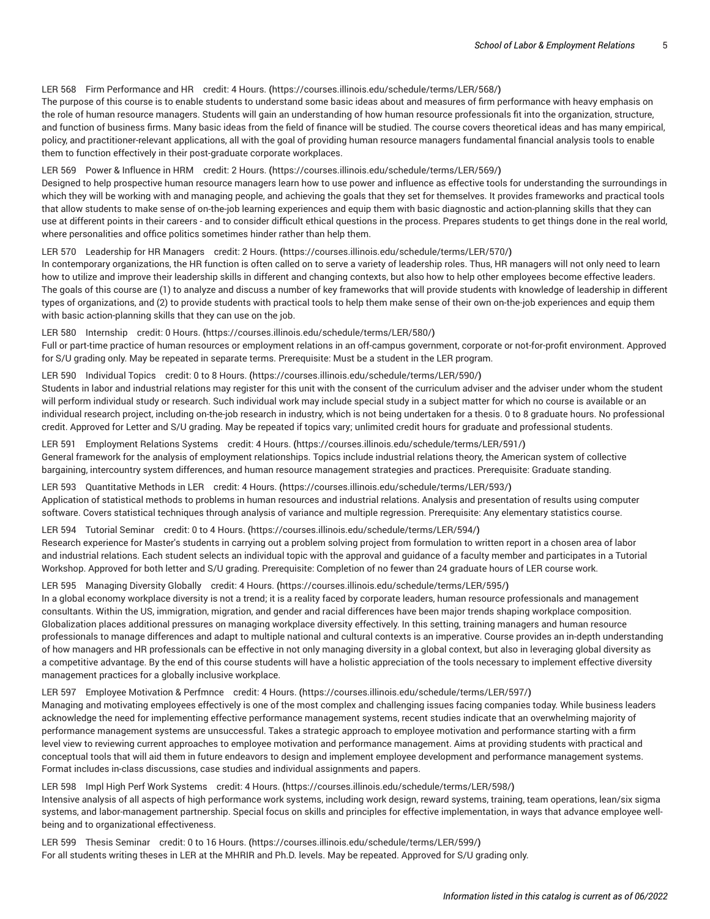LER 568 Firm Performance and HR credit: 4 Hours. (https://courses.illinois.edu/schedule/terms/LER/568/)
The purpose of this course is to enable students to understand some basic ideas about and measures of firm performance with heavy emphasis on the role of human resource managers. Students will gain an understanding of how human resource professionals fit into the organization, structure, and function of business firms. Many basic ideas from the field of finance will be studied. The course covers theoretical ideas and has many empirical, policy, and practitioner-relevant applications, all with the goal of providing human resource managers fundamental financial analysis tools to enable them to function effectively in their post-graduate corporate workplaces.

LER 569 Power & Influence in HRM credit: 2 Hours. (https://courses.illinois.edu/schedule/terms/LER/569/)
Designed to help prospective human resource managers learn how to use power and influence as effective tools for understanding the surroundings in which they will be working with and managing people, and achieving the goals that they set for themselves. It provides frameworks and practical tools that allow students to make sense of on-the-job learning experiences and equip them with basic diagnostic and action-planning skills that they can use at different points in their careers - and to consider difficult ethical questions in the process. Prepares students to get things done in the real world, where personalities and office politics sometimes hinder rather than help them.

LER 570 Leadership for HR Managers credit: 2 Hours. (https://courses.illinois.edu/schedule/terms/LER/570/)
In contemporary organizations, the HR function is often called on to serve a variety of leadership roles. Thus, HR managers will not only need to learn how to utilize and improve their leadership skills in different and changing contexts, but also how to help other employees become effective leaders. The goals of this course are (1) to analyze and discuss a number of key frameworks that will provide students with knowledge of leadership in different types of organizations, and (2) to provide students with practical tools to help them make sense of their own on-the-job experiences and equip them with basic action-planning skills that they can use on the job.

LER 580 Internship credit: 0 Hours. (https://courses.illinois.edu/schedule/terms/LER/580/)
Full or part-time practice of human resources or employment relations in an off-campus government, corporate or not-for-profit environment. Approved for S/U grading only. May be repeated in separate terms. Prerequisite: Must be a student in the LER program.

LER 590 Individual Topics credit: 0 to 8 Hours. (https://courses.illinois.edu/schedule/terms/LER/590/)
Students in labor and industrial relations may register for this unit with the consent of the curriculum adviser and the adviser under whom the student will perform individual study or research. Such individual work may include special study in a subject matter for which no course is available or an individual research project, including on-the-job research in industry, which is not being undertaken for a thesis. 0 to 8 graduate hours. No professional credit. Approved for Letter and S/U grading. May be repeated if topics vary; unlimited credit hours for graduate and professional students.

LER 591 Employment Relations Systems credit: 4 Hours. (https://courses.illinois.edu/schedule/terms/LER/591/)
General framework for the analysis of employment relationships. Topics include industrial relations theory, the American system of collective bargaining, intercountry system differences, and human resource management strategies and practices. Prerequisite: Graduate standing.

LER 593 Quantitative Methods in LER credit: 4 Hours. (https://courses.illinois.edu/schedule/terms/LER/593/)
Application of statistical methods to problems in human resources and industrial relations. Analysis and presentation of results using computer software. Covers statistical techniques through analysis of variance and multiple regression. Prerequisite: Any elementary statistics course.

LER 594 Tutorial Seminar credit: 0 to 4 Hours. (https://courses.illinois.edu/schedule/terms/LER/594/)
Research experience for Master's students in carrying out a problem solving project from formulation to written report in a chosen area of labor and industrial relations. Each student selects an individual topic with the approval and guidance of a faculty member and participates in a Tutorial Workshop. Approved for both letter and S/U grading. Prerequisite: Completion of no fewer than 24 graduate hours of LER course work.

LER 595 Managing Diversity Globally credit: 4 Hours. (https://courses.illinois.edu/schedule/terms/LER/595/)
In a global economy workplace diversity is not a trend; it is a reality faced by corporate leaders, human resource professionals and management consultants. Within the US, immigration, migration, and gender and racial differences have been major trends shaping workplace composition. Globalization places additional pressures on managing workplace diversity effectively. In this setting, training managers and human resource professionals to manage differences and adapt to multiple national and cultural contexts is an imperative. Course provides an in-depth understanding of how managers and HR professionals can be effective in not only managing diversity in a global context, but also in leveraging global diversity as a competitive advantage. By the end of this course students will have a holistic appreciation of the tools necessary to implement effective diversity management practices for a globally inclusive workplace.

LER 597 Employee Motivation & Perfmnce credit: 4 Hours. (https://courses.illinois.edu/schedule/terms/LER/597/)
Managing and motivating employees effectively is one of the most complex and challenging issues facing companies today. While business leaders acknowledge the need for implementing effective performance management systems, recent studies indicate that an overwhelming majority of performance management systems are unsuccessful. Takes a strategic approach to employee motivation and performance starting with a firm level view to reviewing current approaches to employee motivation and performance management. Aims at providing students with practical and conceptual tools that will aid them in future endeavors to design and implement employee development and performance management systems. Format includes in-class discussions, case studies and individual assignments and papers.

LER 598 Impl High Perf Work Systems credit: 4 Hours. (https://courses.illinois.edu/schedule/terms/LER/598/)
Intensive analysis of all aspects of high performance work systems, including work design, reward systems, training, team operations, lean/six sigma systems, and labor-management partnership. Special focus on skills and principles for effective implementation, in ways that advance employee well-being and to organizational effectiveness.

LER 599 Thesis Seminar credit: 0 to 16 Hours. (https://courses.illinois.edu/schedule/terms/LER/599/)
For all students writing theses in LER at the MHRIR and Ph.D. levels. May be repeated. Approved for S/U grading only.